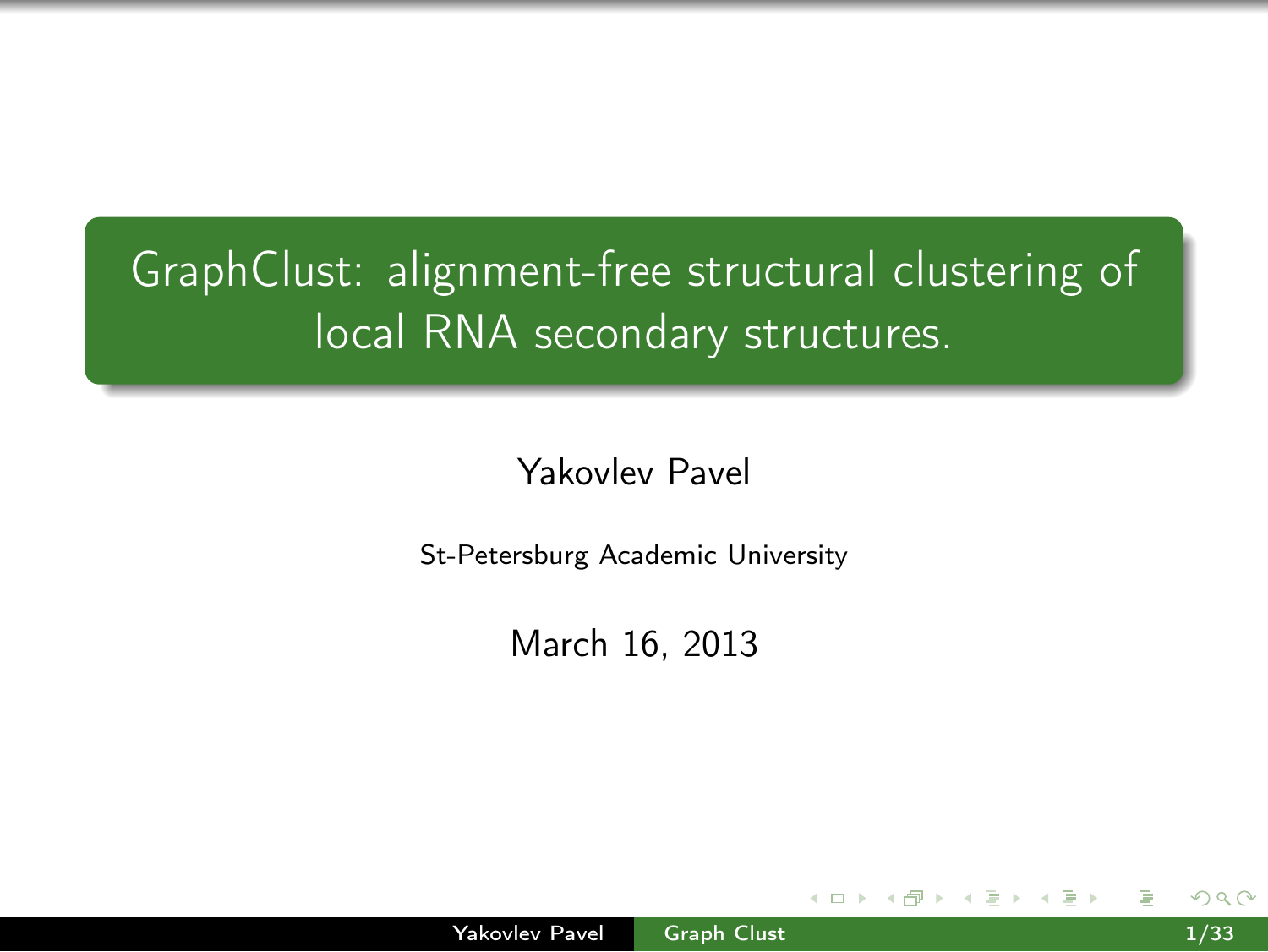# GraphClust: alignment-free structural clustering of local RNA secondary structures.

Yakovlev Pavel

St-Petersburg Academic University

March 16, 2013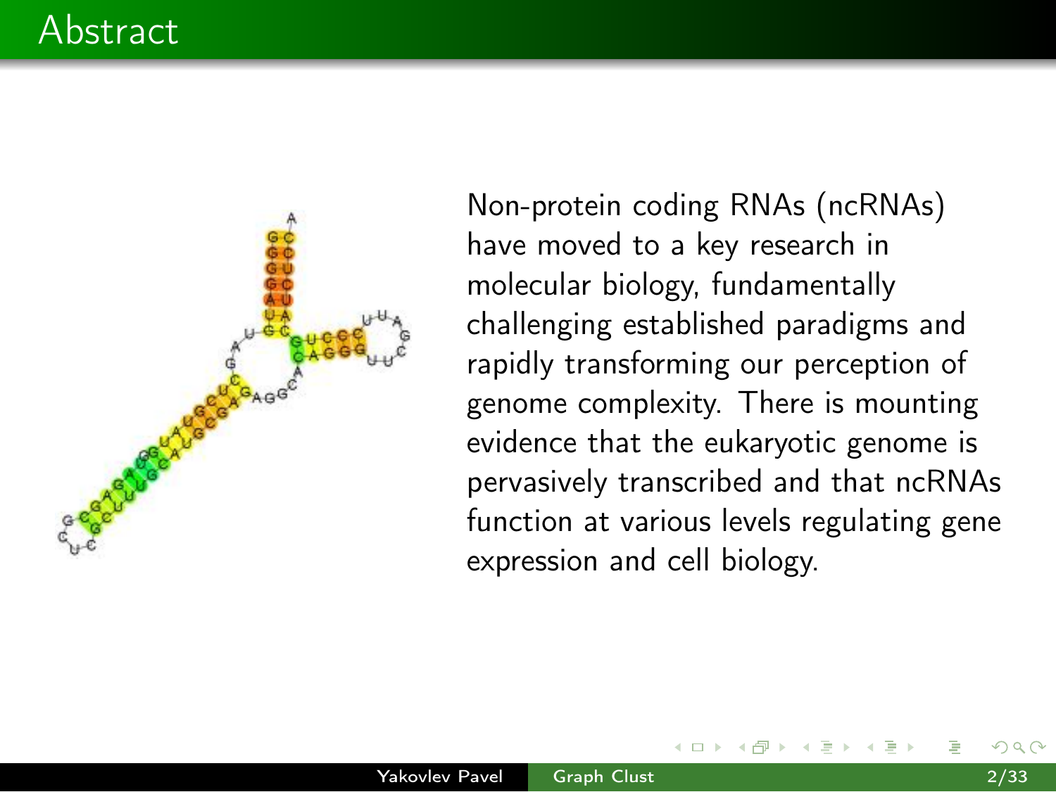# Abstract

Non-protein coding RNAs (ncRNAs) have moved to a key research in molecular biology, fundamentally challenging established paradigms and rapidly transforming our perception of genome complexity. There is mounting evidence that the eukaryotic genome is pervasively transcribed and that ncRNAs function at various levels regulating gene expression and cell biology.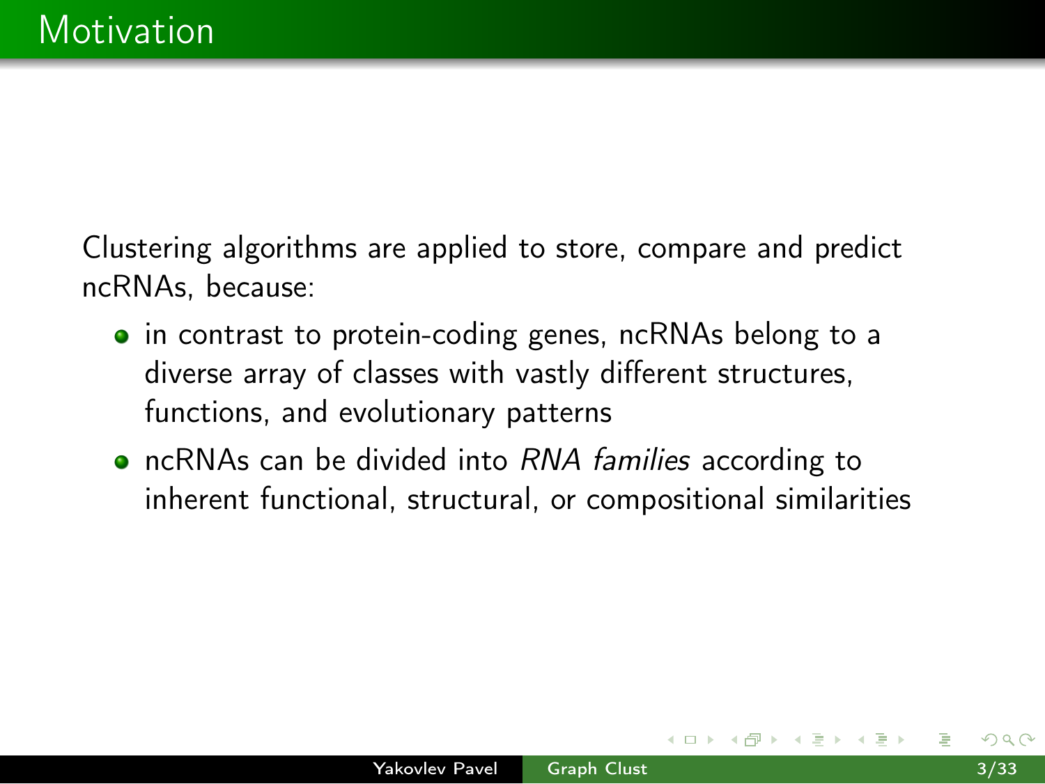# Motivation

Clustering algorithms are applied to store, compare and predict ncRNAs, because:

- in contrast to protein-coding genes, ncRNAs belong to a diverse array of classes with vastly different structures, functions, and evolutionary patterns
- ncRNAs can be divided into *RNA families* according to inherent functional, structural, or compositional similarities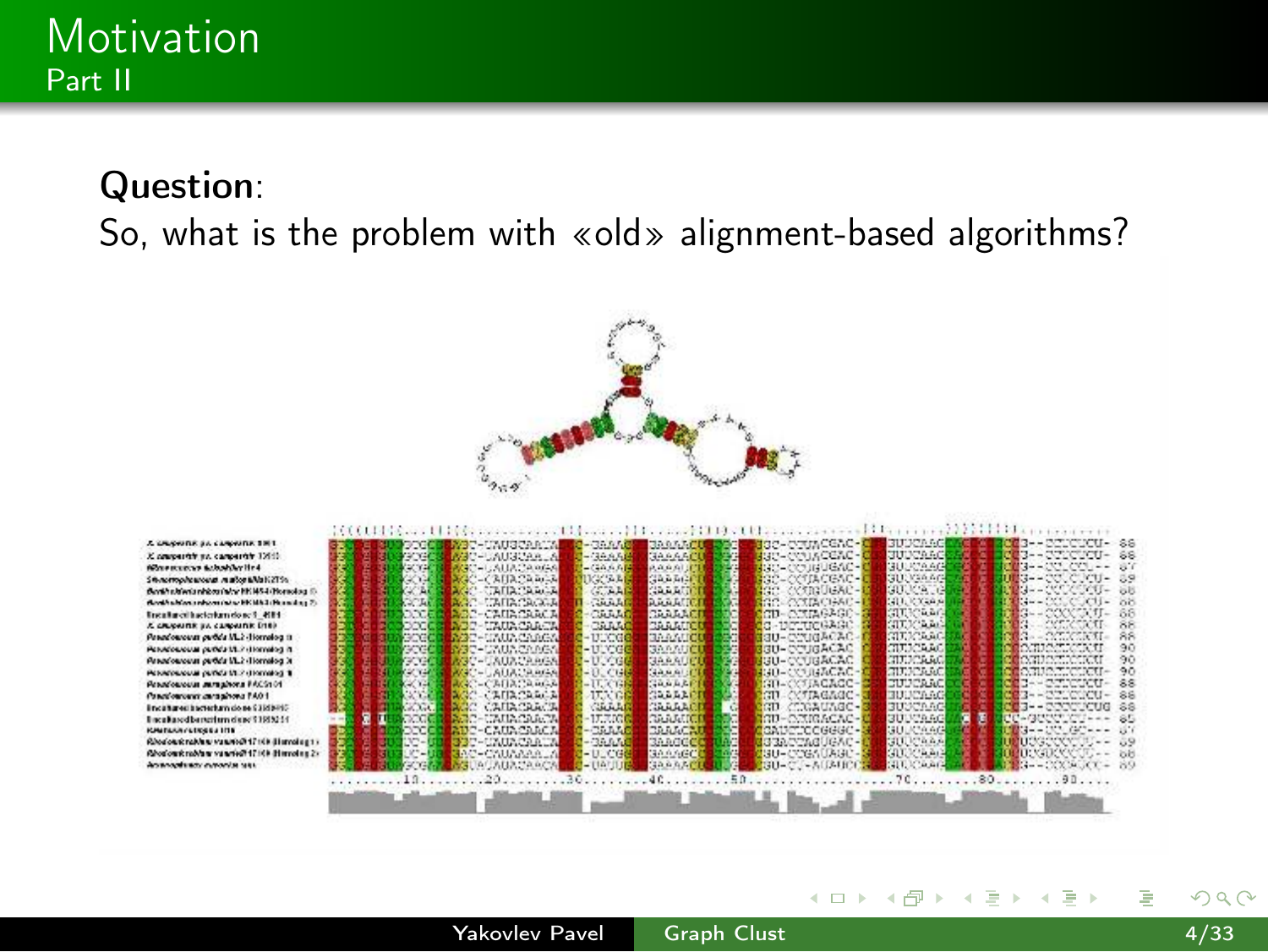# Motivation
## Part II

**Question**:
So, what is the problem with «old» alignment-based algorithms?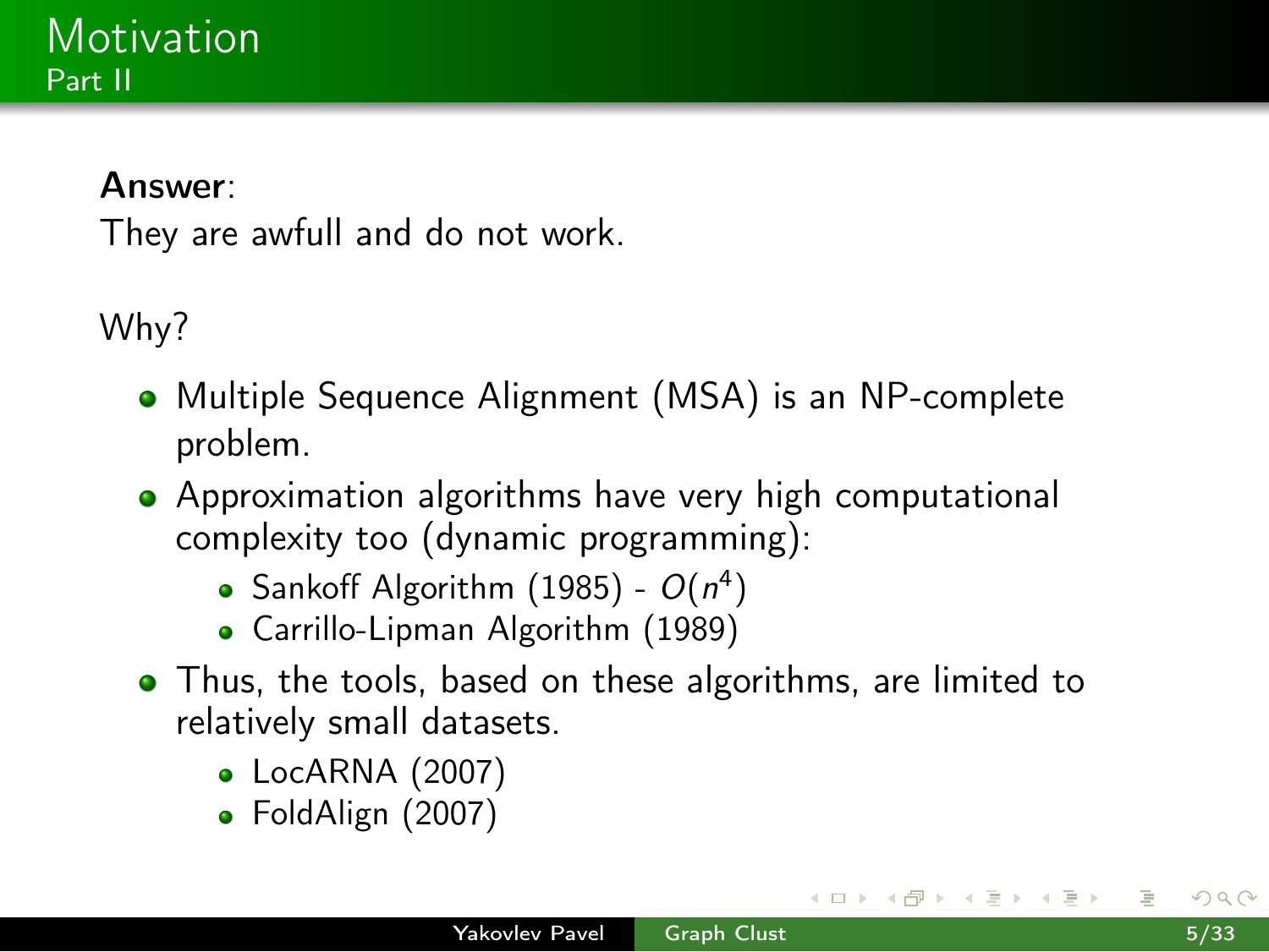# Motivation

## Part II

**Answer**:
They are awfull and do not work.

Why?

- Multiple Sequence Alignment (MSA) is an NP-complete problem.
- Approximation algorithms have very high computational complexity too (dynamic programming):
  - Sankoff Algorithm (1985) - $O(n^4)$
  - Carrillo-Lipman Algorithm (1989)
- Thus, the tools, based on these algorithms, are limited to relatively small datasets.
  - LocARNA (2007)
  - FoldAlign (2007)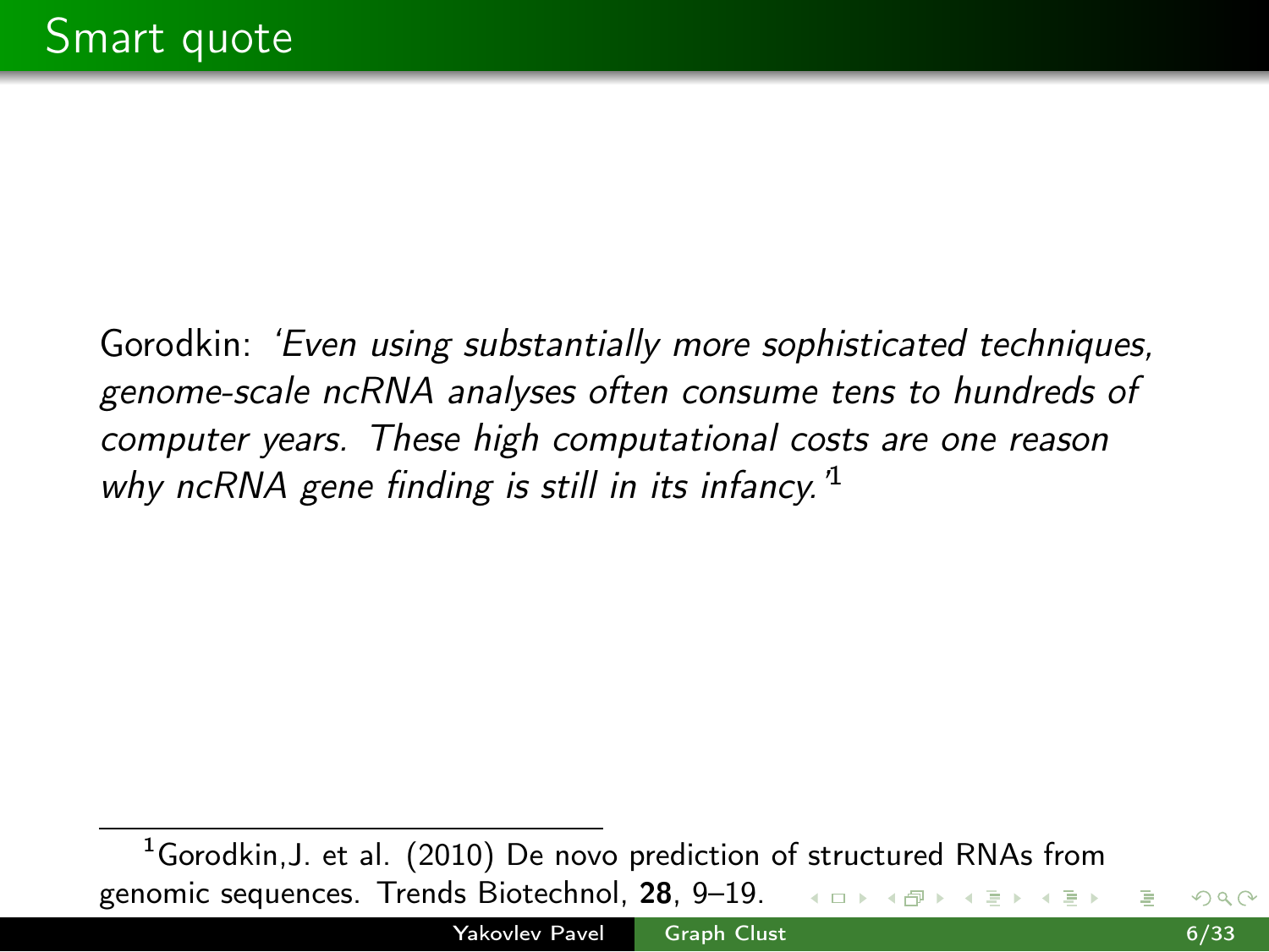# Smart quote

Gorodkin: *'Even using substantially more sophisticated techniques, genome-scale ncRNA analyses often consume tens to hundreds of computer years. These high computational costs are one reason why ncRNA gene finding is still in its infancy.'*[1]

---

[1] Gorodkin,J. et al. (2010) De novo prediction of structured RNAs from genomic sequences. Trends Biotechnol, **28**, 9–19.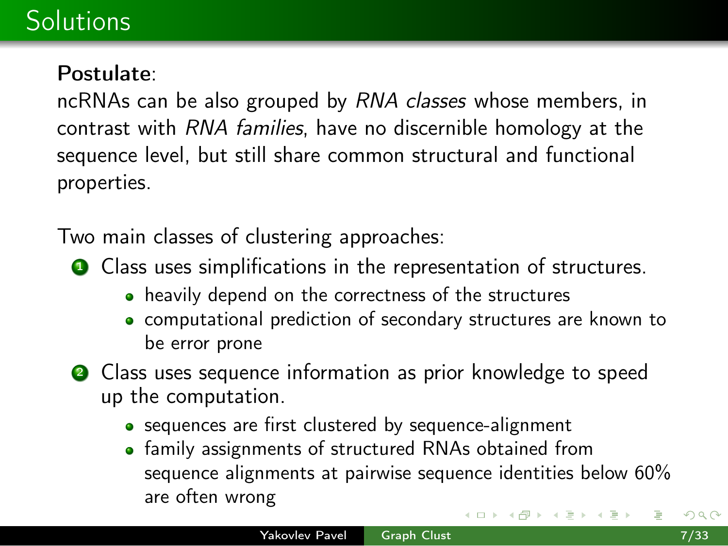# Solutions

**Postulate**:
ncRNAs can be also grouped by *RNA classes* whose members, in contrast with *RNA families*, have no discernible homology at the sequence level, but still share common structural and functional properties.

Two main classes of clustering approaches:

1. Class uses simplifications in the representation of structures.
   - heavily depend on the correctness of the structures
   - computational prediction of secondary structures are known to be error prone
2. Class uses sequence information as prior knowledge to speed up the computation.
   - sequences are first clustered by sequence-alignment
   - family assignments of structured RNAs obtained from sequence alignments at pairwise sequence identities below 60% are often wrong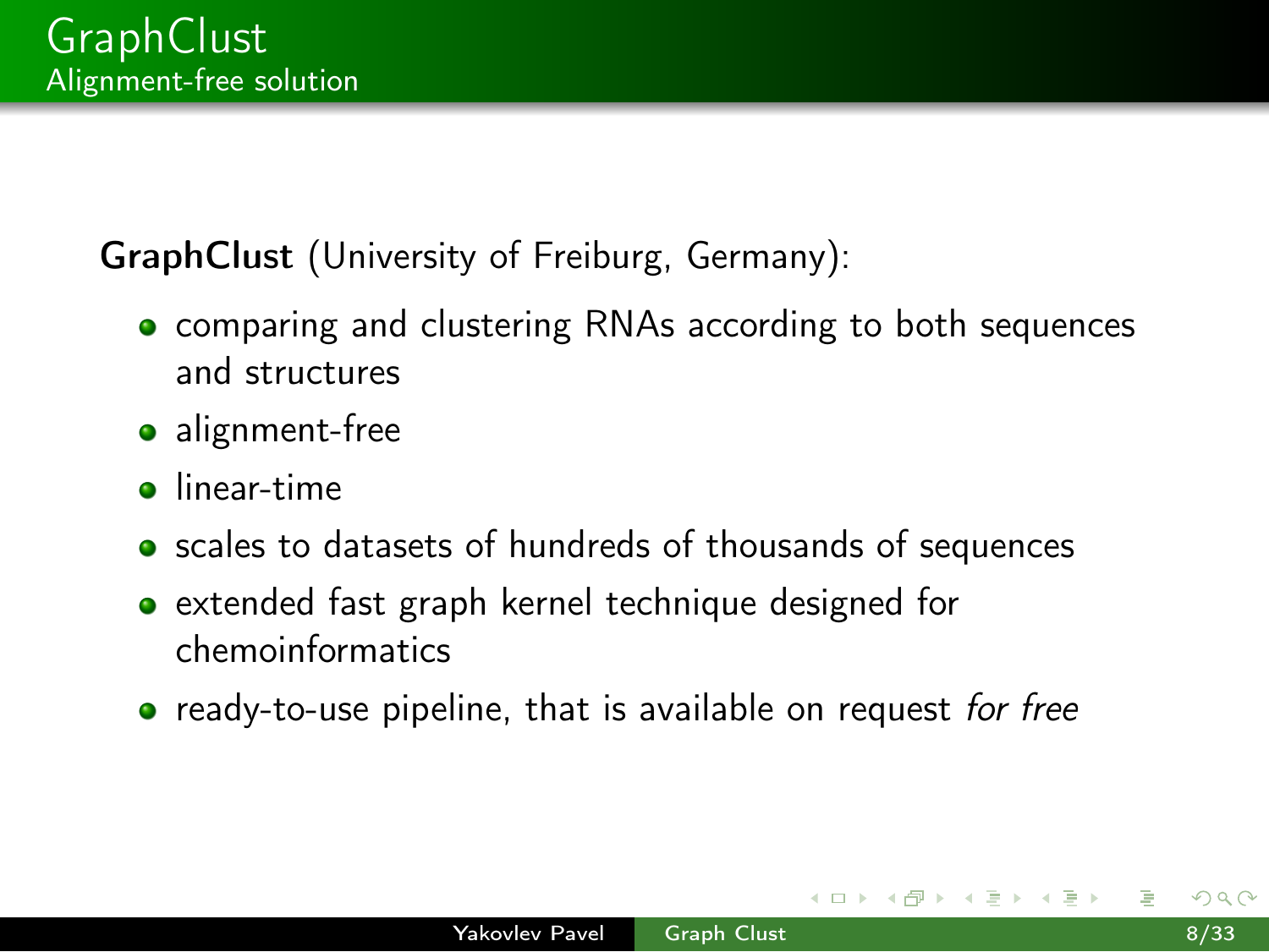# GraphClust

## Alignment-free solution

**GraphClust** (University of Freiburg, Germany):

- comparing and clustering RNAs according to both sequences and structures
- alignment-free
- linear-time
- scales to datasets of hundreds of thousands of sequences
- extended fast graph kernel technique designed for chemoinformatics
- ready-to-use pipeline, that is available on request *for free*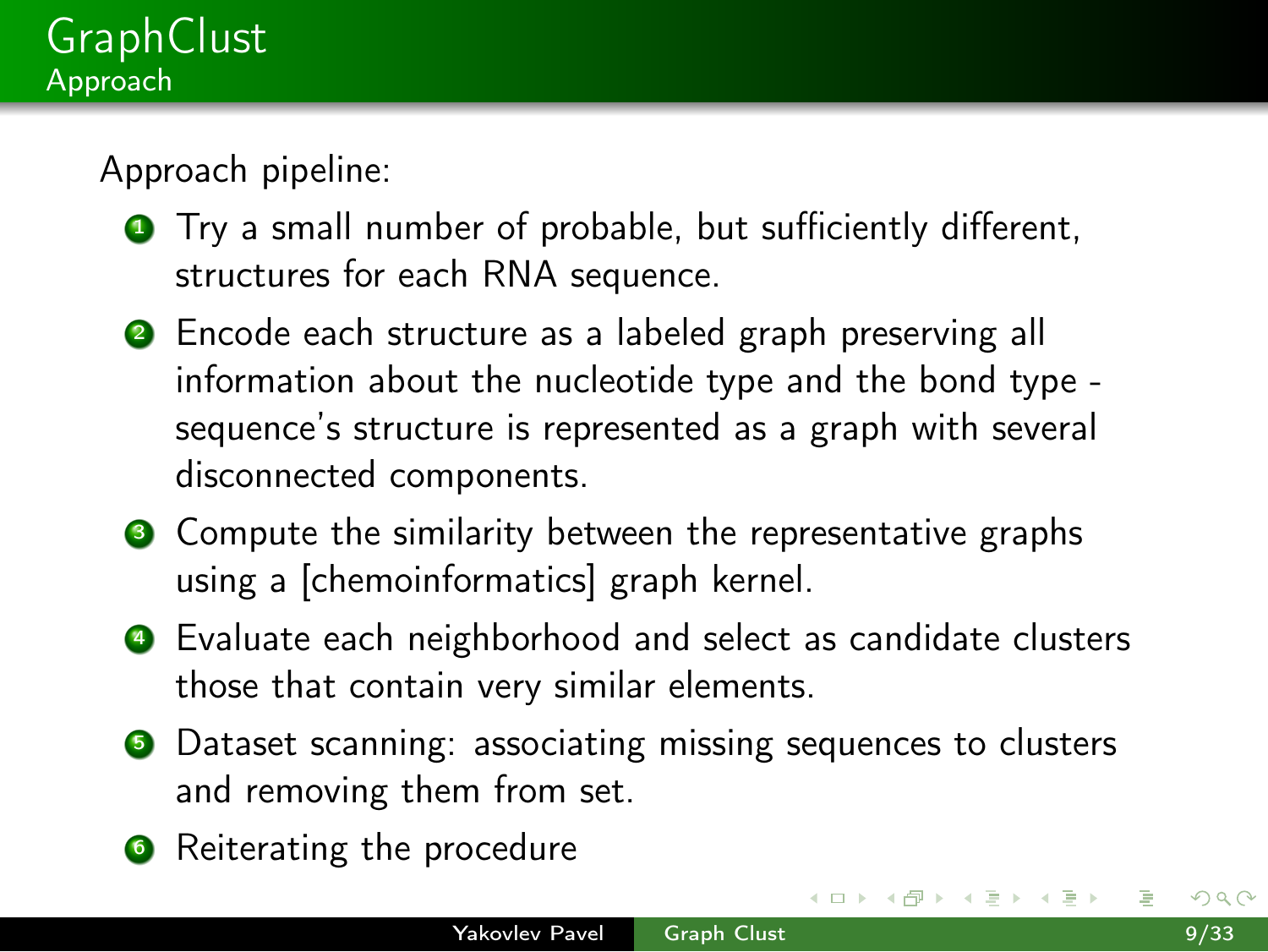# GraphClust

## Approach

Approach pipeline:

1. Try a small number of probable, but sufficiently different, structures for each RNA sequence.
2. Encode each structure as a labeled graph preserving all information about the nucleotide type and the bond type - sequence's structure is represented as a graph with several disconnected components.
3. Compute the similarity between the representative graphs using a [chemoinformatics] graph kernel.
4. Evaluate each neighborhood and select as candidate clusters those that contain very similar elements.
5. Dataset scanning: associating missing sequences to clusters and removing them from set.
6. Reiterating the procedure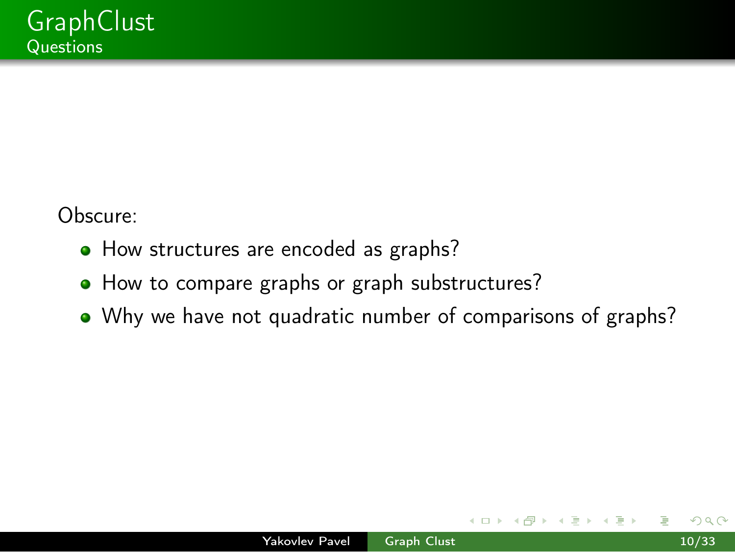# GraphClust

## Questions

Obscure:

- How structures are encoded as graphs?
- How to compare graphs or graph substructures?
- Why we have not quadratic number of comparisons of graphs?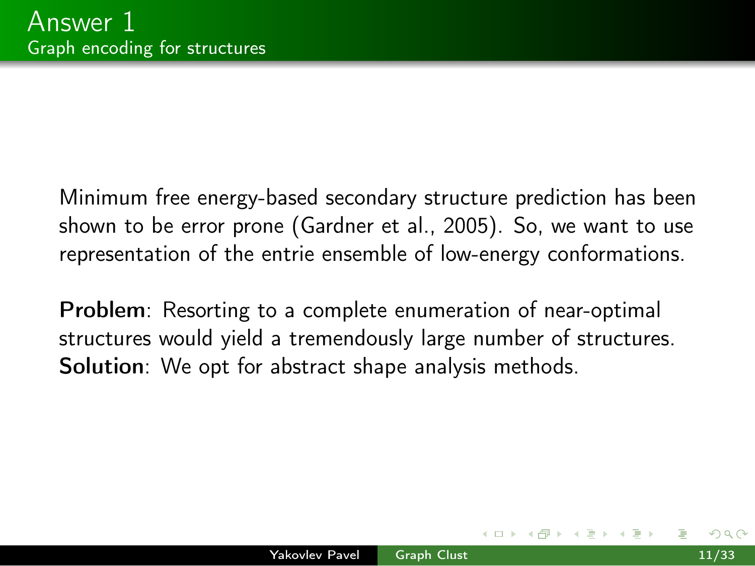# Answer 1

## Graph encoding for structures

Minimum free energy-based secondary structure prediction has been shown to be error prone (Gardner et al., 2005). So, we want to use representation of the entrie ensemble of low-energy conformations.

**Problem**: Resorting to a complete enumeration of near-optimal structures would yield a tremendously large number of structures.
**Solution**: We opt for abstract shape analysis methods.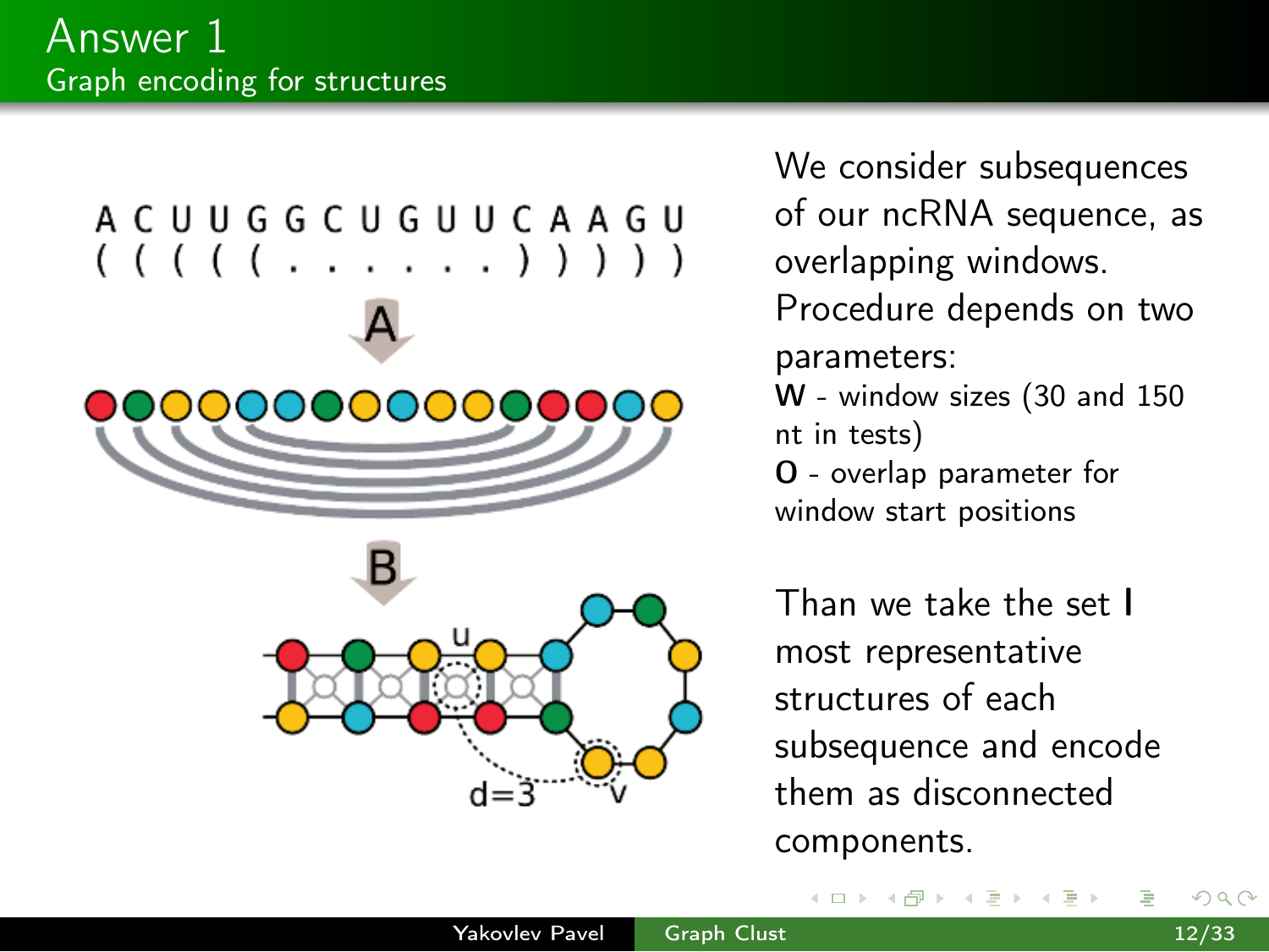# Answer 1
## Graph encoding for structures

ACUUGGCUGUUCAAGU
(((((.......)))))

A

B

u

d=3

v

We consider subsequences of our ncRNA sequence, as overlapping windows. Procedure depends on two parameters:

**W** - window sizes (30 and 150 nt in tests)

**O** - overlap parameter for window start positions

Than we take the set **l** most representative structures of each subsequence and encode them as disconnected components.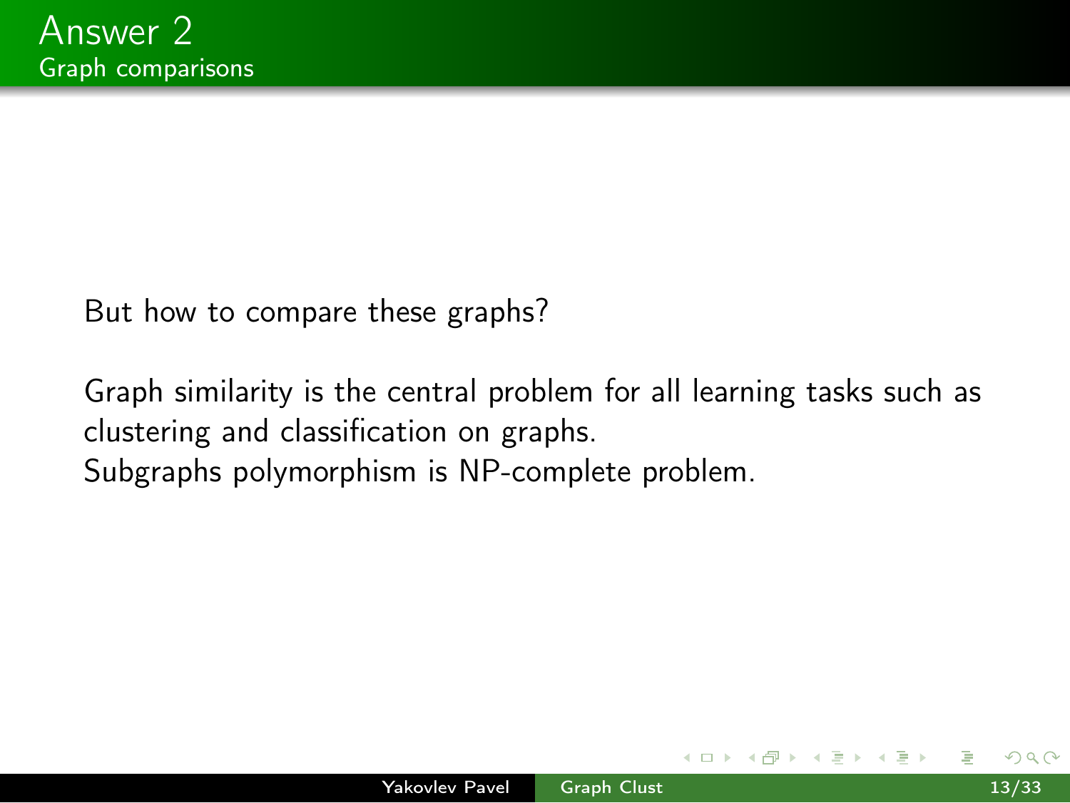# Answer 2

## Graph comparisons

But how to compare these graphs?

Graph similarity is the central problem for all learning tasks such as clustering and classification on graphs.
Subgraphs polymorphism is NP-complete problem.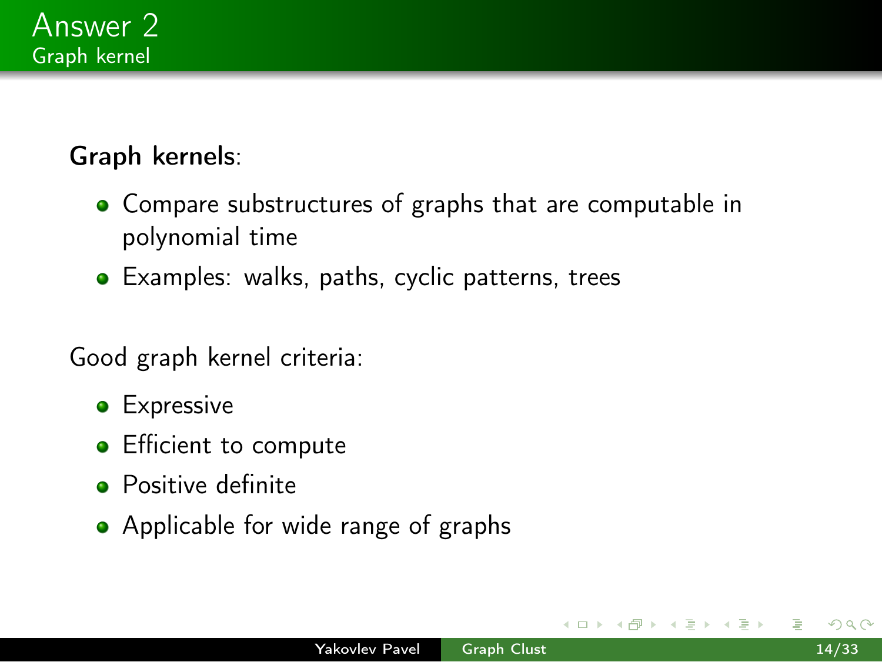# Answer 2

## Graph kernel

**Graph kernels**:

- Compare substructures of graphs that are computable in polynomial time
- Examples: walks, paths, cyclic patterns, trees

Good graph kernel criteria:

- Expressive
- Efficient to compute
- Positive definite
- Applicable for wide range of graphs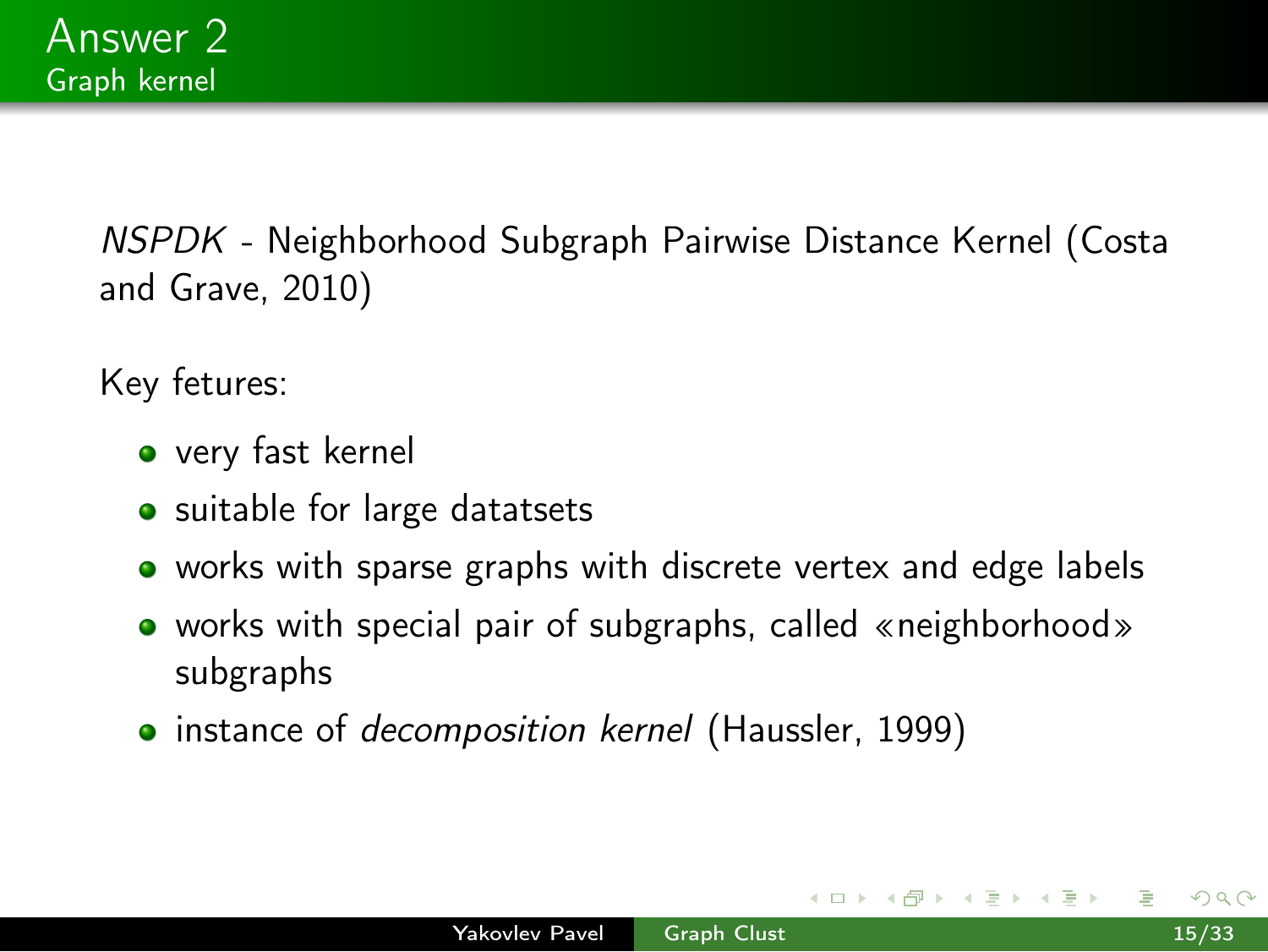# Answer 2

## Graph kernel

*NSPDK* - Neighborhood Subgraph Pairwise Distance Kernel (Costa and Grave, 2010)

Key fetures:

- very fast kernel
- suitable for large datatsets
- works with sparse graphs with discrete vertex and edge labels
- works with special pair of subgraphs, called «neighborhood» subgraphs
- instance of *decomposition kernel* (Haussler, 1999)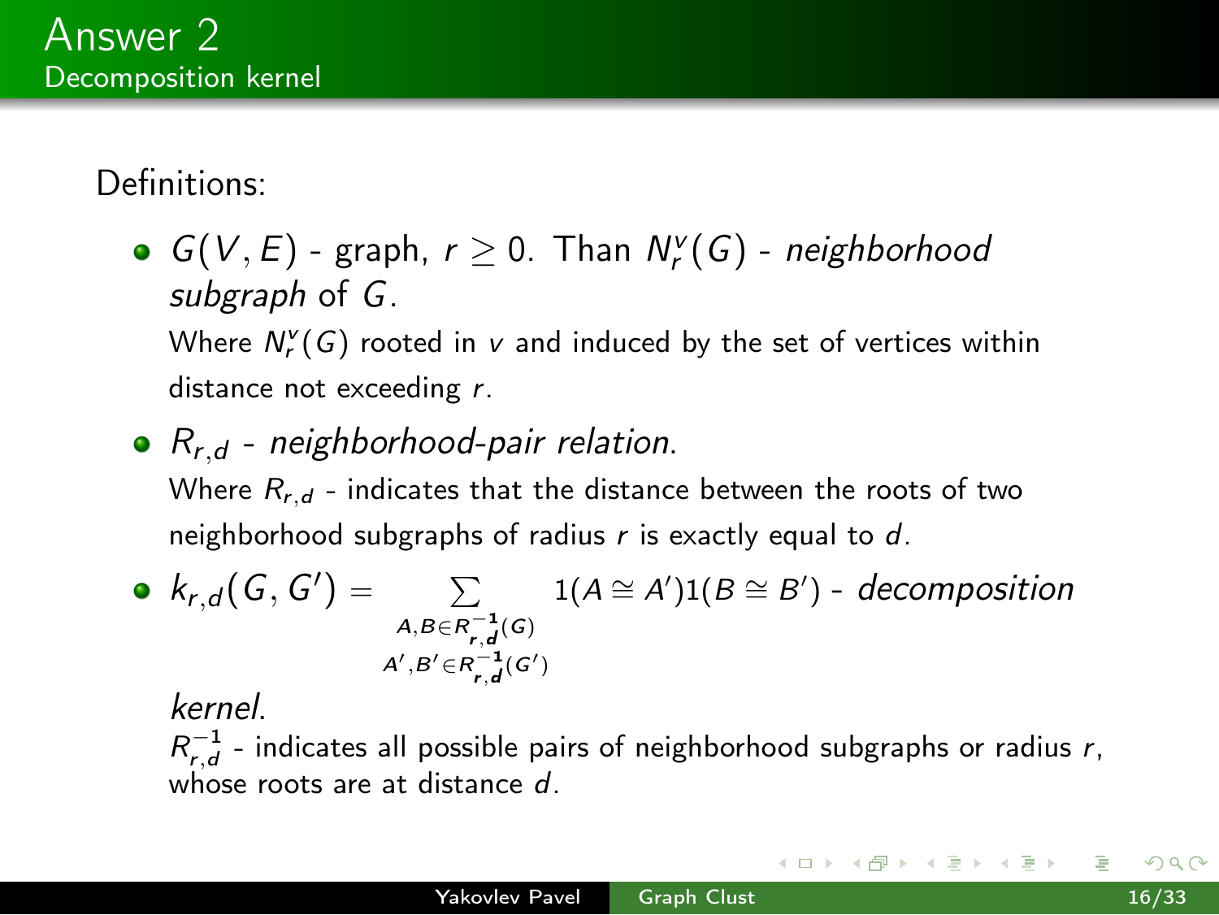# Answer 2

## Decomposition kernel

Definitions:

- $G(V, E)$ - graph, $r \geq 0$. Than $N_r^v(G)$ - *neighborhood subgraph* of $G$.

  Where $N_r^v(G)$ rooted in $v$ and induced by the set of vertices within distance not exceeding $r$.

- $R_{r,d}$ - *neighborhood-pair relation*.

  Where $R_{r,d}$ - indicates that the distance between the roots of two neighborhood subgraphs of radius $r$ is exactly equal to $d$.

- $k_{r,d}(G, G') = \sum_{\substack{A,B \in R_{\mathbf{r},\mathbf{d}}^{-\mathbf{1}}(G) \\ A',B' \in R_{\mathbf{r},\mathbf{d}}^{-\mathbf{1}}(G')}} 1(A \cong A')1(B \cong B')$ - *decomposition kernel*.

  $R_{r,d}^{-1}$ - indicates all possible pairs of neighborhood subgraphs or radius $r$, whose roots are at distance $d$.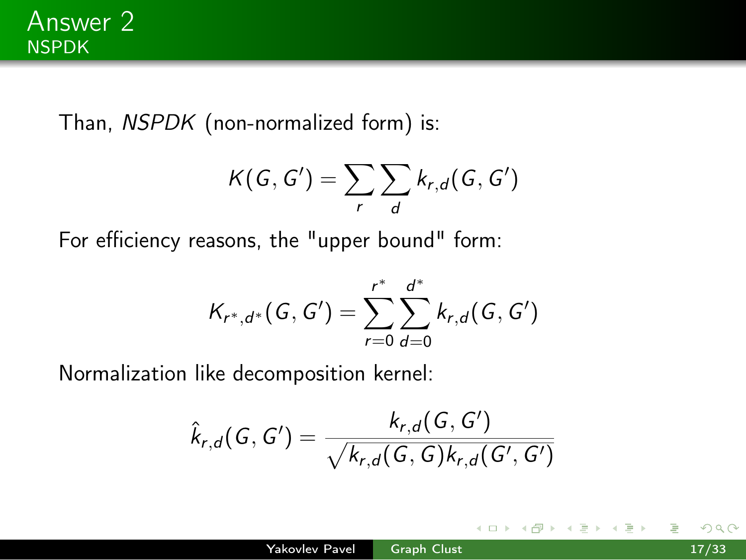# Answer 2
## NSPDK

Than, *NSPDK* (non-normalized form) is:

$$K(G, G') = \sum_r \sum_d k_{r,d}(G, G')$$

For efficiency reasons, the "upper bound" form:

$$K_{r^*,d^*}(G, G') = \sum_{r=0}^{r^*} \sum_{d=0}^{d^*} k_{r,d}(G, G')$$

Normalization like decomposition kernel:

$$\hat{k}_{r,d}(G, G') = \frac{k_{r,d}(G, G')}{\sqrt{k_{r,d}(G, G) k_{r,d}(G', G')}}$$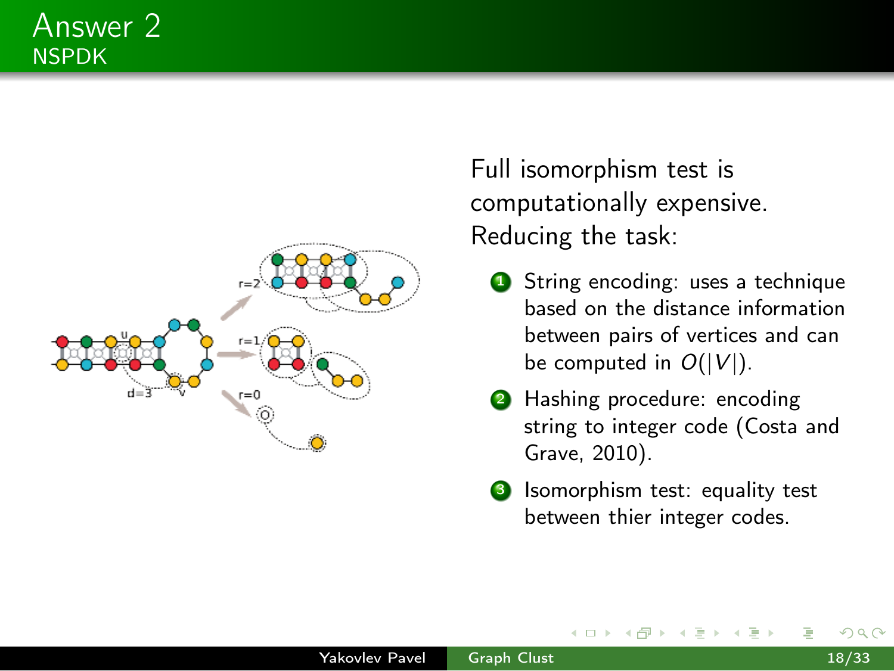# Answer 2

## NSPDK

Full isomorphism test is computationally expensive. Reducing the task:

1. String encoding: uses a technique based on the distance information between pairs of vertices and can be computed in $O(|V|)$.
2. Hashing procedure: encoding string to integer code (Costa and Grave, 2010).
3. Isomorphism test: equality test between thier integer codes.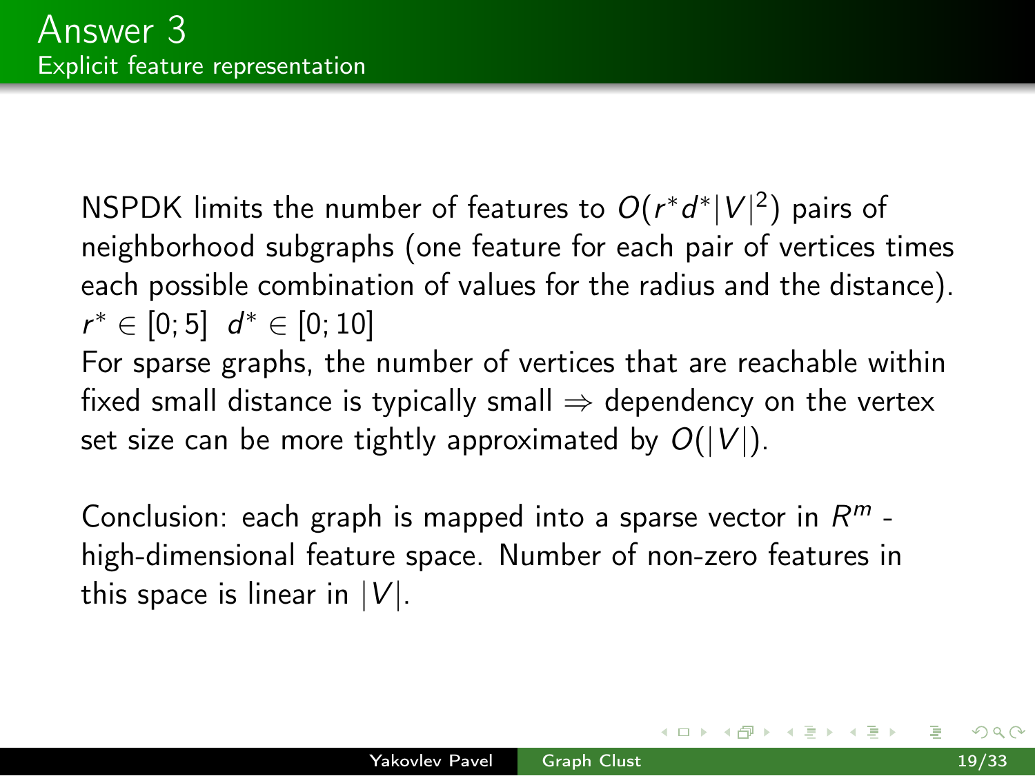# Answer 3

## Explicit feature representation

NSPDK limits the number of features to $O(r^* d^* |V|^2)$ pairs of neighborhood subgraphs (one feature for each pair of vertices times each possible combination of values for the radius and the distance). $r^* \in [0; 5]$ $d^* \in [0; 10]$

For sparse graphs, the number of vertices that are reachable within fixed small distance is typically small $\Rightarrow$ dependency on the vertex set size can be more tightly approximated by $O(|V|)$.

Conclusion: each graph is mapped into a sparse vector in $R^m$ - high-dimensional feature space. Number of non-zero features in this space is linear in $|V|$.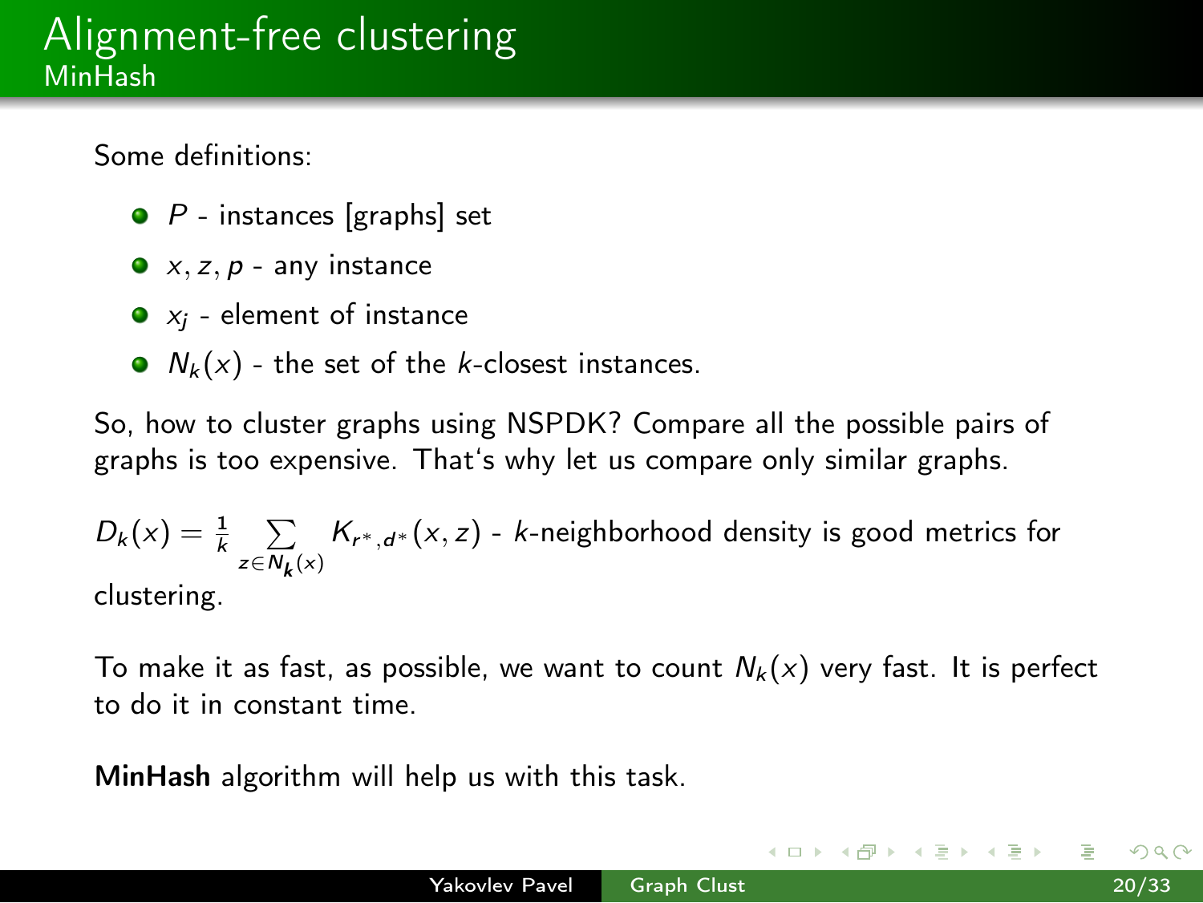# Alignment-free clustering

## MinHash

Some definitions:

- $P$ - instances [graphs] set
- $x, z, p$ - any instance
- $x_j$ - element of instance
- $N_k(x)$ - the set of the $k$-closest instances.

So, how to cluster graphs using NSPDK? Compare all the possible pairs of graphs is too expensive. That's why let us compare only similar graphs.

$D_k(x) = \frac{1}{k} \sum_{z \in \boldsymbol{N_k}(x)} K_{r^*,d^*}(x, z)$ - $k$-neighborhood density is good metrics for clustering.

To make it as fast, as possible, we want to count $N_k(x)$ very fast. It is perfect to do it in constant time.

**MinHash** algorithm will help us with this task.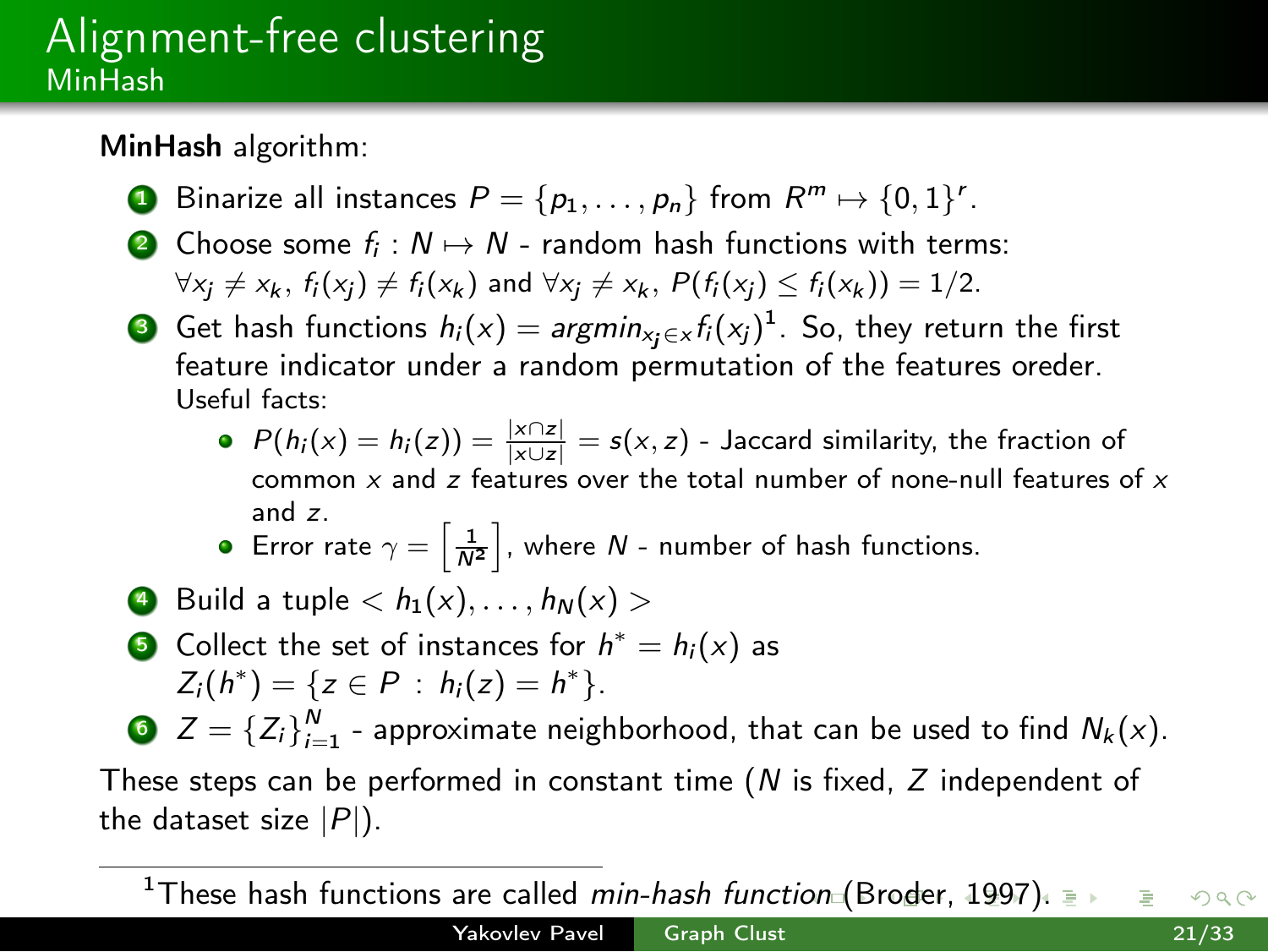# Alignment-free clustering
## MinHash

**MinHash** algorithm:

1. Binarize all instances $P = \{p_1, \dots, p_n\}$ from $R^m \mapsto \{0,1\}^r$.
2. Choose some $f_i : N \mapsto N$ - random hash functions with terms: $\forall x_j \neq x_k,\ f_i(x_j) \neq f_i(x_k)$ and $\forall x_j \neq x_k,\ P(f_i(x_j) \leq f_i(x_k)) = 1/2$.
3. Get hash functions $h_i(x) = argmin_{x_j \in x} f_i(x_j)$[1]. So, they return the first feature indicator under a random permutation of the features oreder.
   Useful facts:
   - $P(h_i(x) = h_i(z)) = \frac{|x \cap z|}{|x \cup z|} = s(x, z)$ - Jaccard similarity, the fraction of common $x$ and $z$ features over the total number of none-null features of $x$ and $z$.
   - Error rate $\gamma = \left[\frac{1}{N^2}\right]$, where $N$ - number of hash functions.
4. Build a tuple $< h_1(x), \dots, h_N(x) >$
5. Collect the set of instances for $h^* = h_i(x)$ as $Z_i(h^*) = \{z \in P \,:\, h_i(z) = h^*\}$.
6. $Z = \{Z_i\}_{i=1}^N$ - approximate neighborhood, that can be used to find $N_k(x)$.

These steps can be performed in constant time ($N$ is fixed, $Z$ independent of the dataset size $|P|$).

[1] These hash functions are called *min-hash function* (Broder, 1997).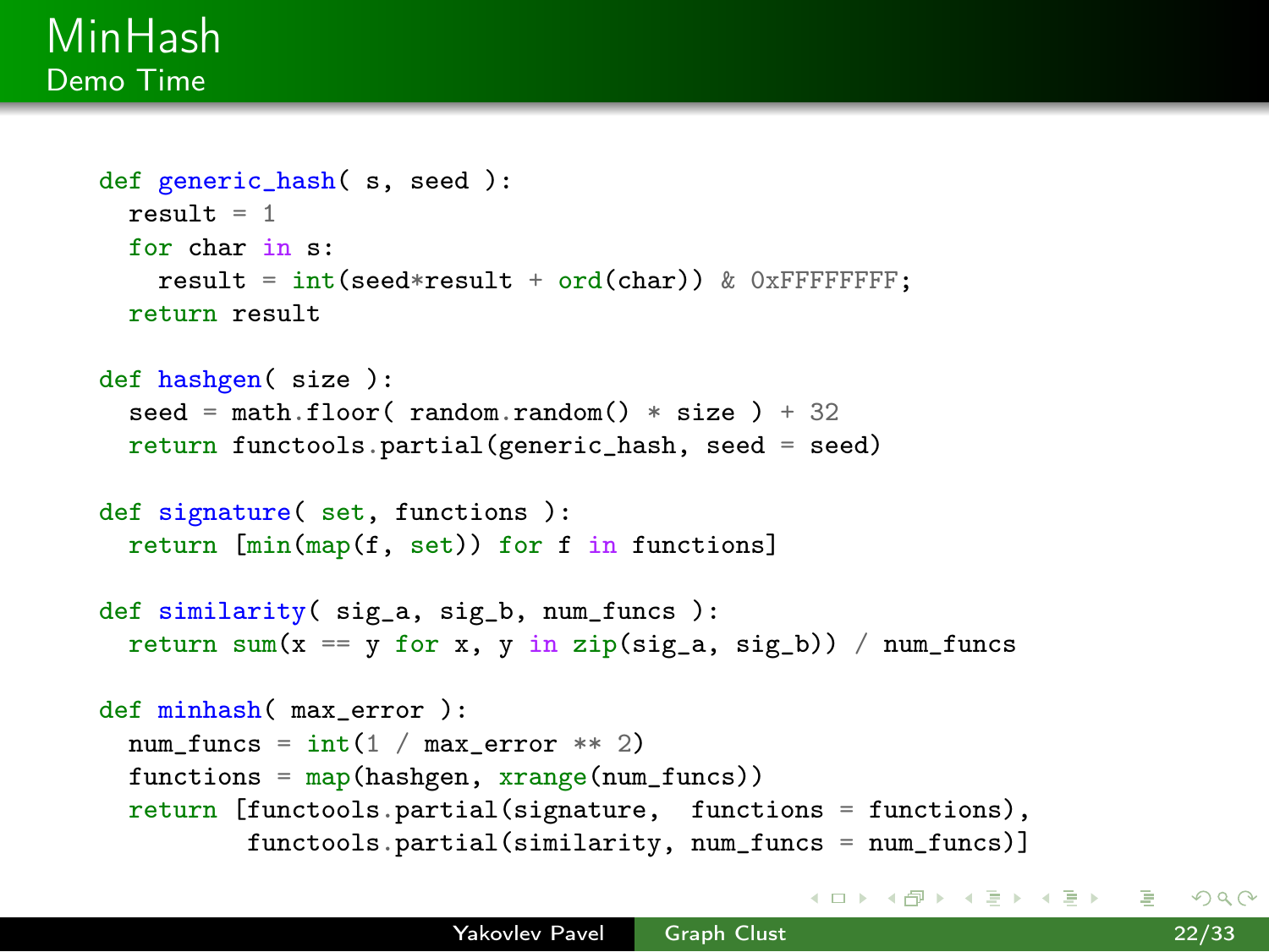# MinHash

## Demo Time

```python
def generic_hash( s, seed ):
  result = 1
  for char in s:
    result = int(seed*result + ord(char)) & 0xFFFFFFFF;
  return result

def hashgen( size ):
  seed = math.floor( random.random() * size ) + 32
  return functools.partial(generic_hash, seed = seed)

def signature( set, functions ):
  return [min(map(f, set)) for f in functions]

def similarity( sig_a, sig_b, num_funcs ):
  return sum(x == y for x, y in zip(sig_a, sig_b)) / num_funcs

def minhash( max_error ):
  num_funcs = int(1 / max_error ** 2)
  functions = map(hashgen, xrange(num_funcs))
  return [functools.partial(signature,  functions = functions),
          functools.partial(similarity, num_funcs = num_funcs)]
```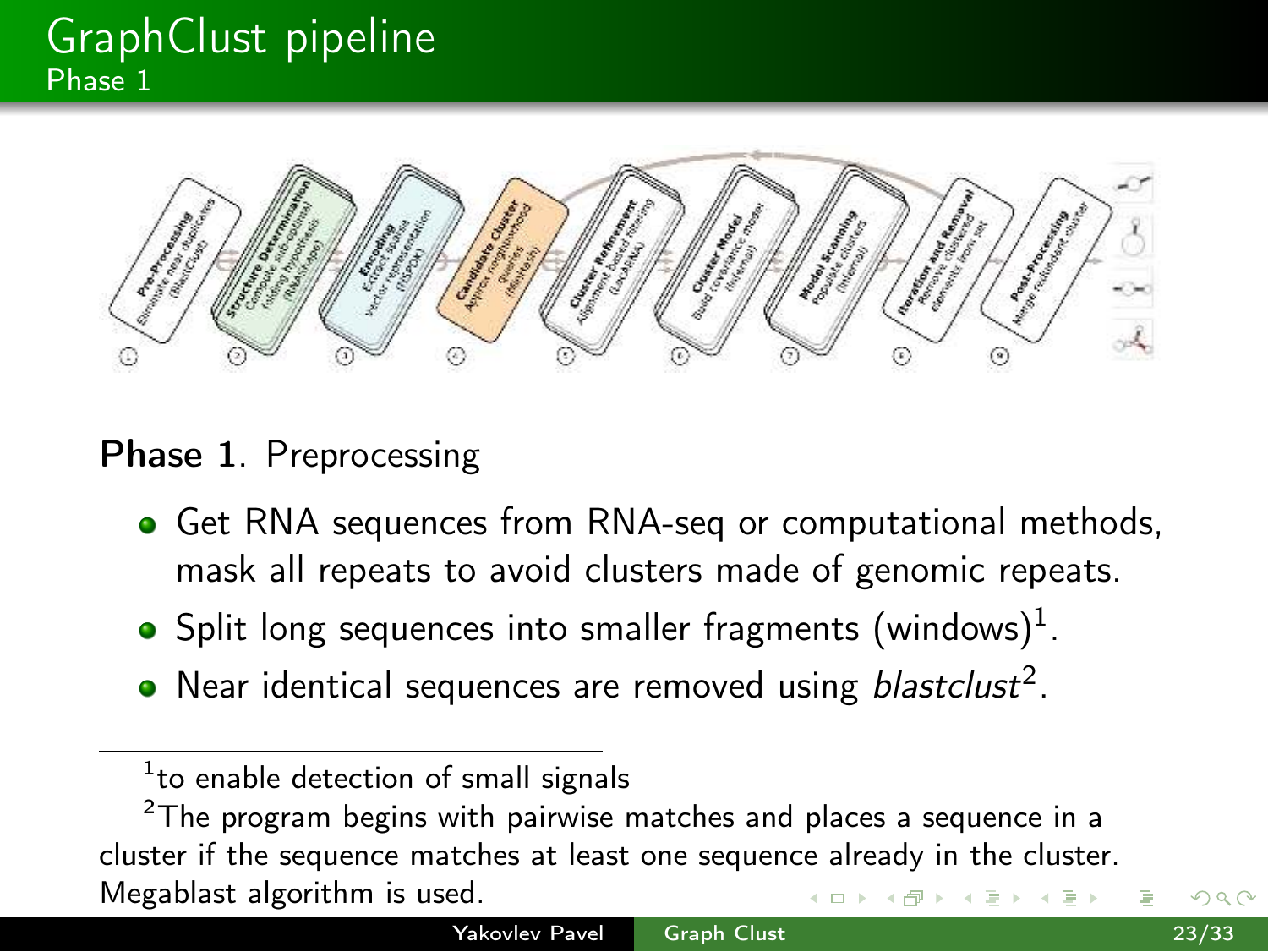# GraphClust pipeline

## Phase 1

**Phase 1**. Preprocessing

- Get RNA sequences from RNA-seq or computational methods, mask all repeats to avoid clusters made of genomic repeats.
- Split long sequences into smaller fragments (windows)[1].
- Near identical sequences are removed using *blastclust*[2].

[1] to enable detection of small signals

[2] The program begins with pairwise matches and places a sequence in a cluster if the sequence matches at least one sequence already in the cluster. Megablast algorithm is used.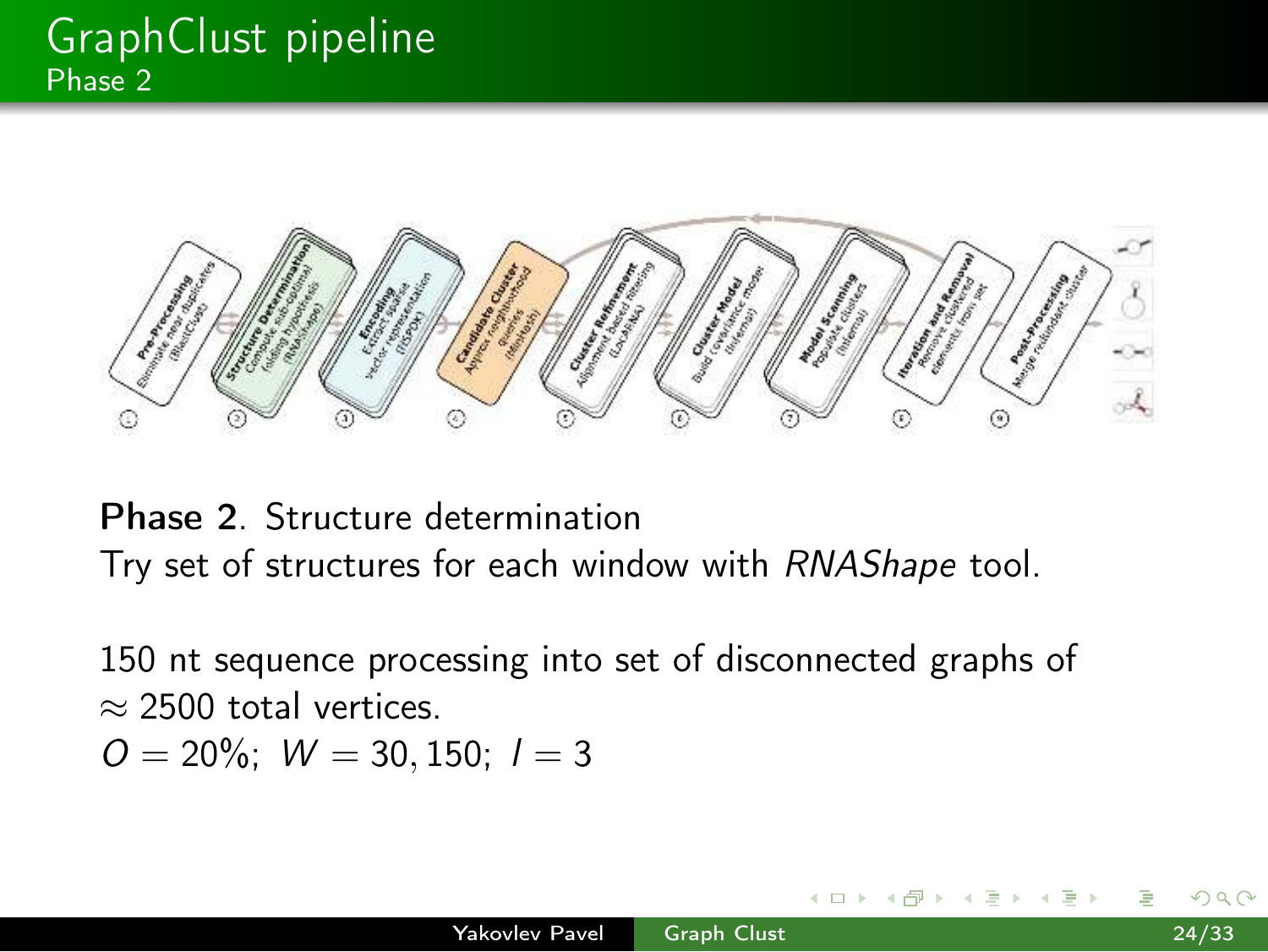# GraphClust pipeline
## Phase 2

**Phase 2**. Structure determination
Try set of structures for each window with *RNAShape* tool.

150 nt sequence processing into set of disconnected graphs of $\approx 2500$ total vertices.
$O = 20\%$; $W = 30, 150$; $I = 3$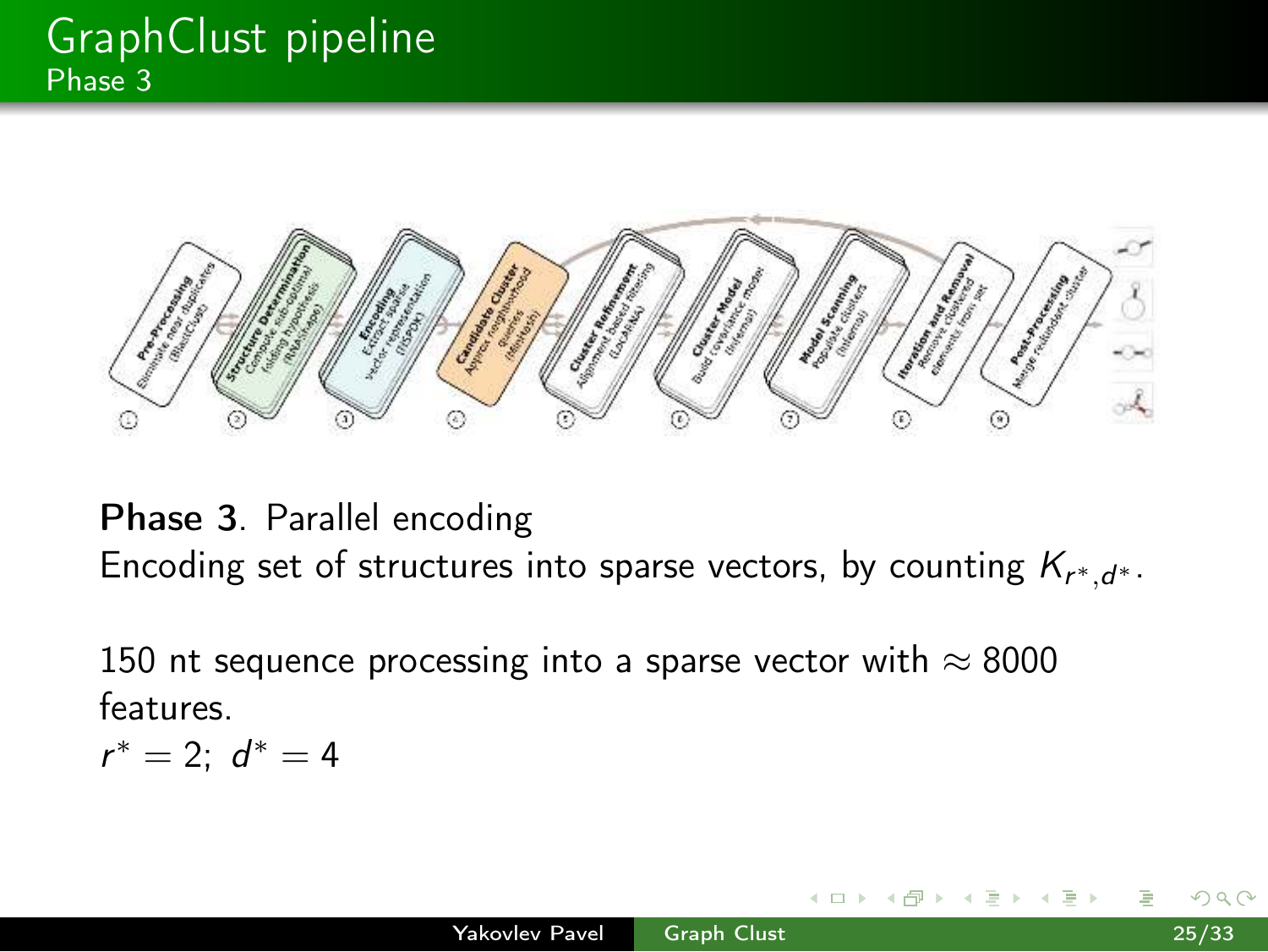# GraphClust pipeline

## Phase 3

**Phase 3**. Parallel encoding

Encoding set of structures into sparse vectors, by counting $K_{r^*,d^*}$.

150 nt sequence processing into a sparse vector with $\approx 8000$ features.

$r^* = 2;\ d^* = 4$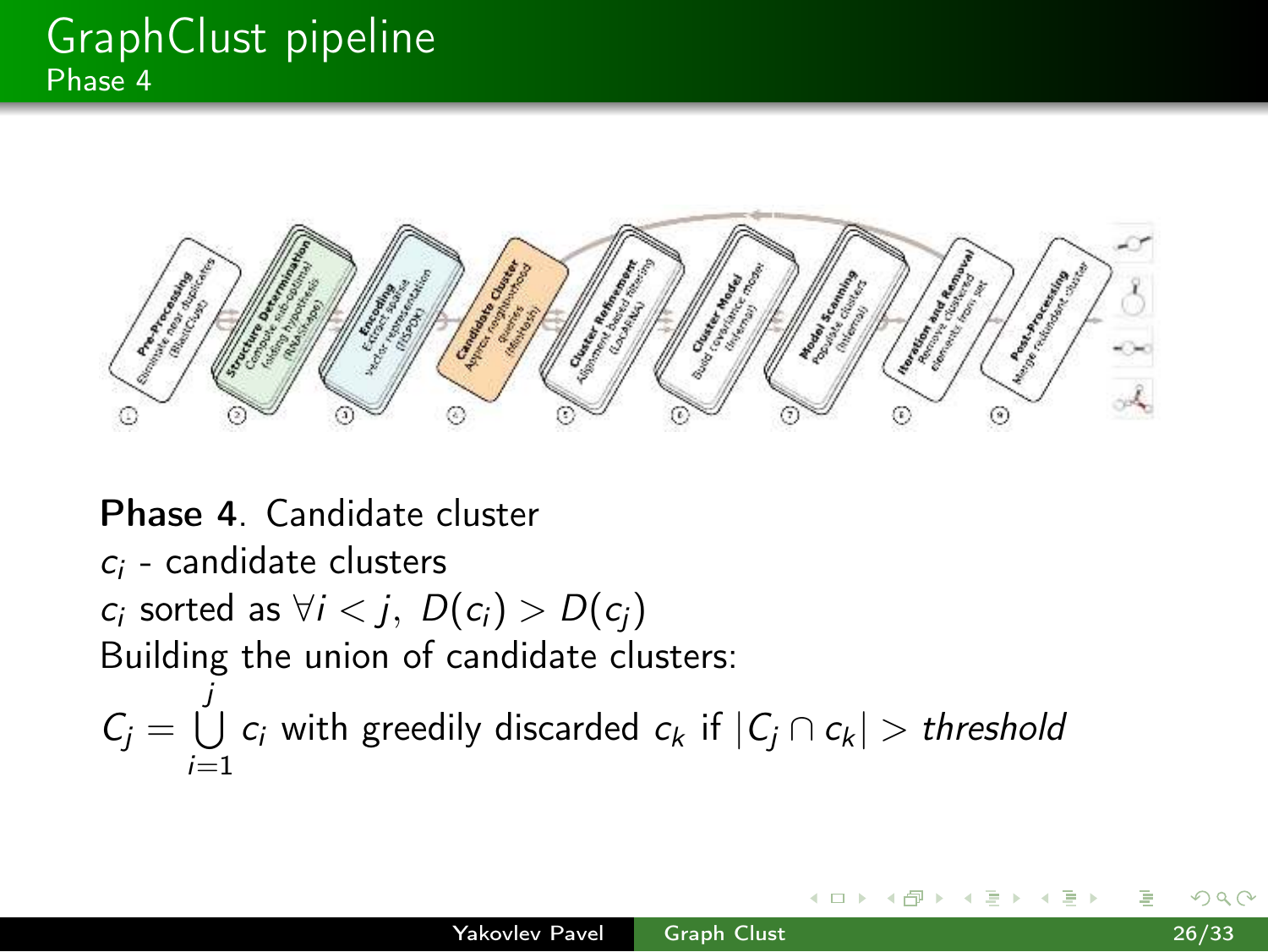# GraphClust pipeline

## Phase 4

**Phase 4**. Candidate cluster

$c_i$ - candidate clusters

$c_i$ sorted as $\forall i < j,\ D(c_i) > D(c_j)$

Building the union of candidate clusters:

$C_j = \bigcup_{i=1}^{j} c_i$ with greedily discarded $c_k$ if $|C_j \cap c_k| > \textit{threshold}$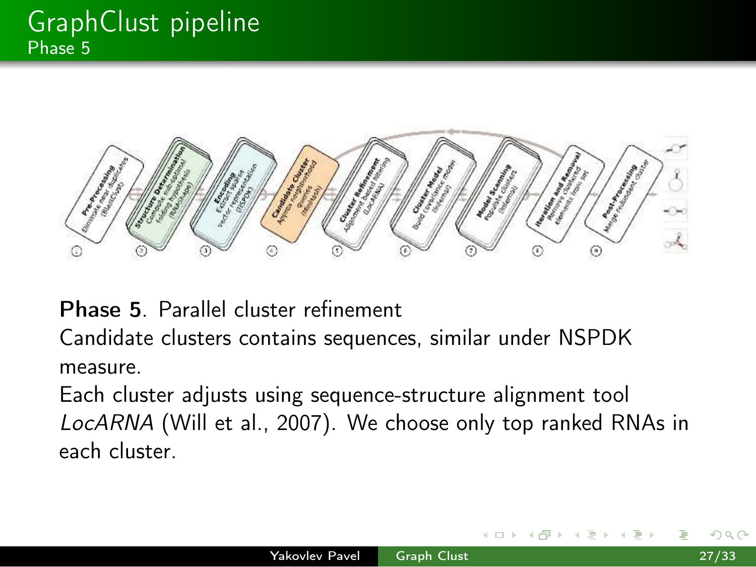# GraphClust pipeline

## Phase 5

**Phase 5**. Parallel cluster refinement

Candidate clusters contains sequences, similar under NSPDK measure.

Each cluster adjusts using sequence-structure alignment tool *LocARNA* (Will et al., 2007). We choose only top ranked RNAs in each cluster.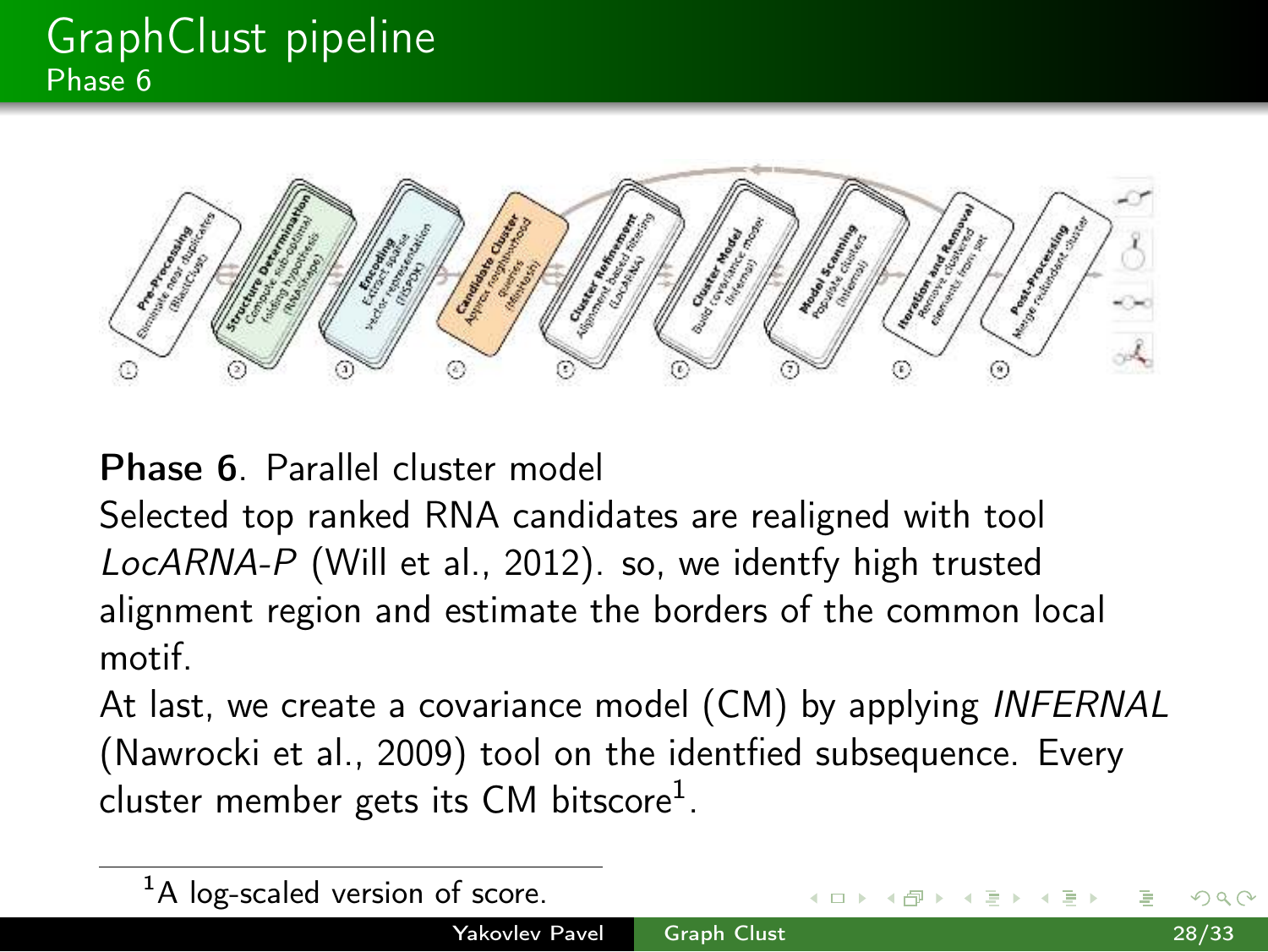# GraphClust pipeline

## Phase 6

**Phase 6**. Parallel cluster model

Selected top ranked RNA candidates are realigned with tool *LocARNA-P* (Will et al., 2012). so, we identfy high trusted alignment region and estimate the borders of the common local motif.

At last, we create a covariance model (CM) by applying *INFERNAL* (Nawrocki et al., 2009) tool on the identfied subsequence. Every cluster member gets its CM bitscore[1].

[1] A log-scaled version of score.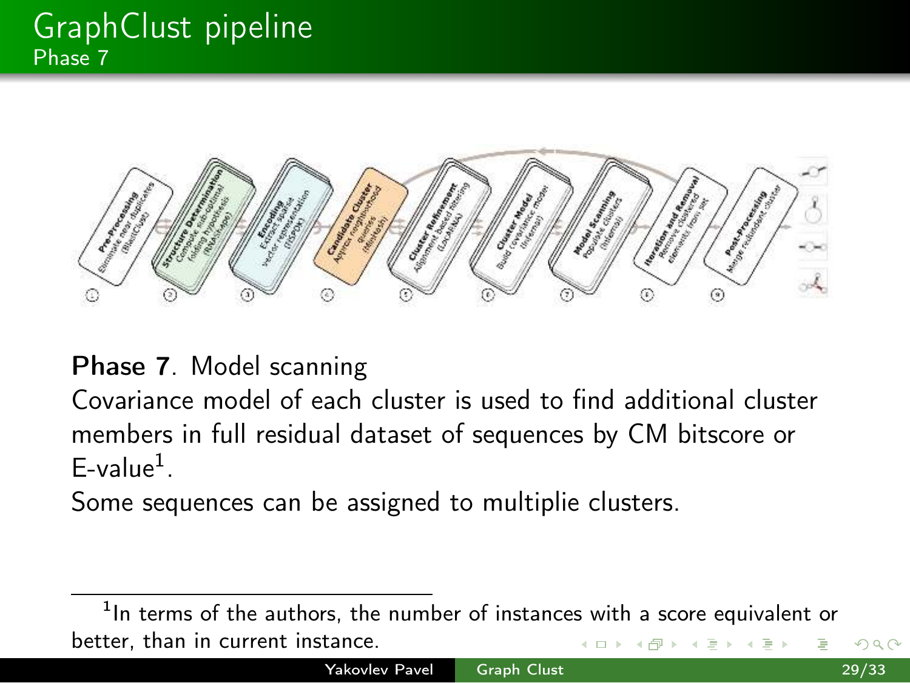# GraphClust pipeline

## Phase 7

**Phase 7**. Model scanning

Covariance model of each cluster is used to find additional cluster members in full residual dataset of sequences by CM bitscore or E-value[1].

Some sequences can be assigned to multiplie clusters.

[1] In terms of the authors, the number of instances with a score equivalent or better, than in current instance.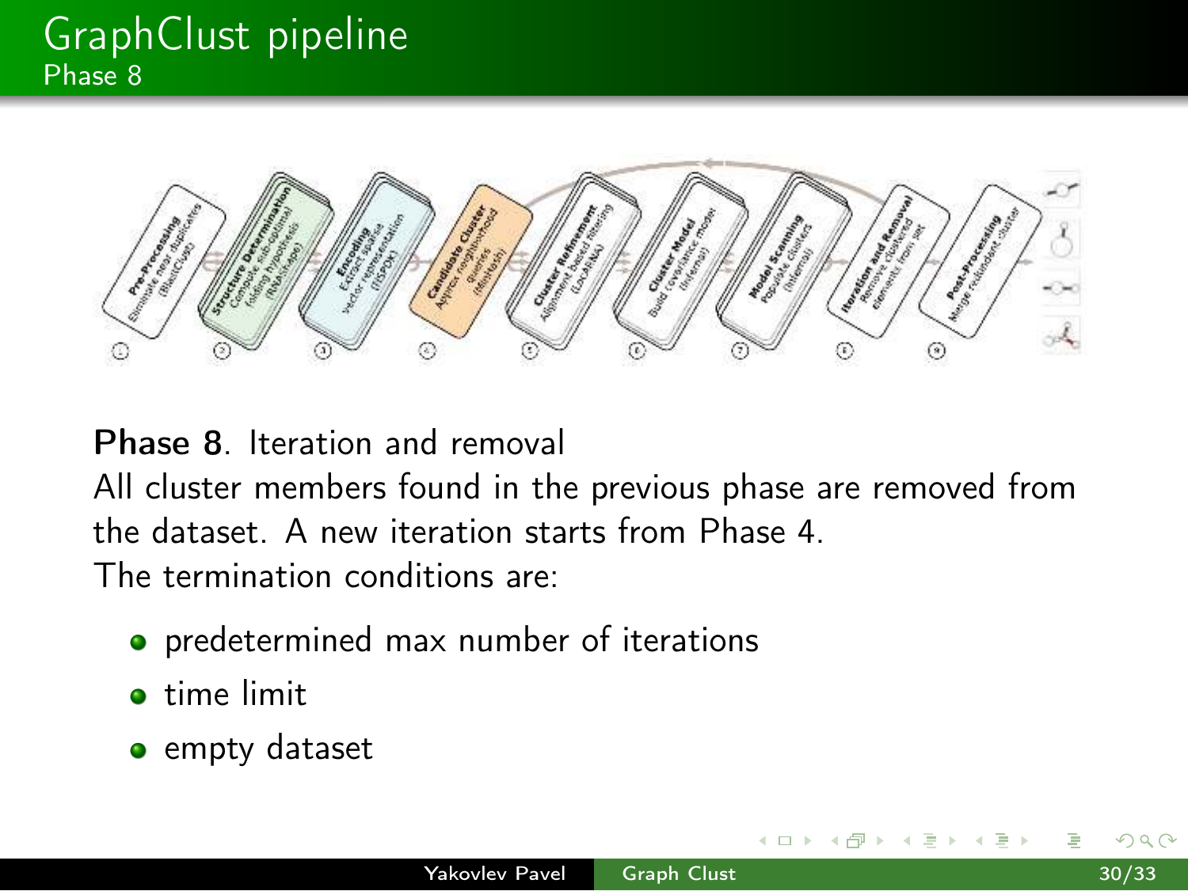# GraphClust pipeline

## Phase 8

**Phase 8**. Iteration and removal

All cluster members found in the previous phase are removed from the dataset. A new iteration starts from Phase 4.

The termination conditions are:

- predetermined max number of iterations
- time limit
- empty dataset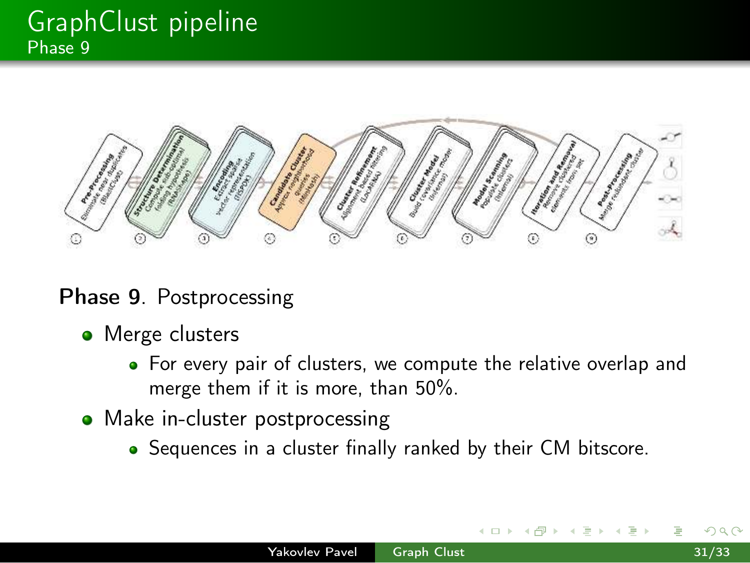# GraphClust pipeline
## Phase 9

**Phase 9**. Postprocessing

- Merge clusters
  - For every pair of clusters, we compute the relative overlap and merge them if it is more, than 50%.
- Make in-cluster postprocessing
  - Sequences in a cluster finally ranked by their CM bitscore.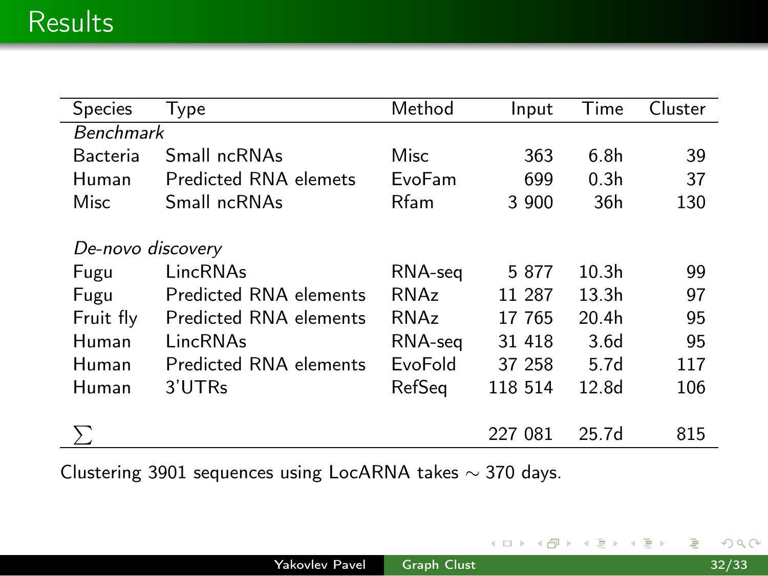# Results

| Species | Type | Method | Input | Time | Cluster |
|---|---|---|---|---|---|
| *Benchmark* | | | | | |
| Bacteria | Small ncRNAs | Misc | 363 | 6.8h | 39 |
| Human | Predicted RNA elemets | EvoFam | 699 | 0.3h | 37 |
| Misc | Small ncRNAs | Rfam | 3 900 | 36h | 130 |
| *De-novo discovery* | | | | | |
| Fugu | LincRNAs | RNA-seq | 5 877 | 10.3h | 99 |
| Fugu | Predicted RNA elements | RNAz | 11 287 | 13.3h | 97 |
| Fruit fly | Predicted RNA elements | RNAz | 17 765 | 20.4h | 95 |
| Human | LincRNAs | RNA-seq | 31 418 | 3.6d | 95 |
| Human | Predicted RNA elements | EvoFold | 37 258 | 5.7d | 117 |
| Human | 3'UTRs | RefSeq | 118 514 | 12.8d | 106 |
| $\sum$ | | | 227 081 | 25.7d | 815 |

Clustering 3901 sequences using LocARNA takes $\sim$ 370 days.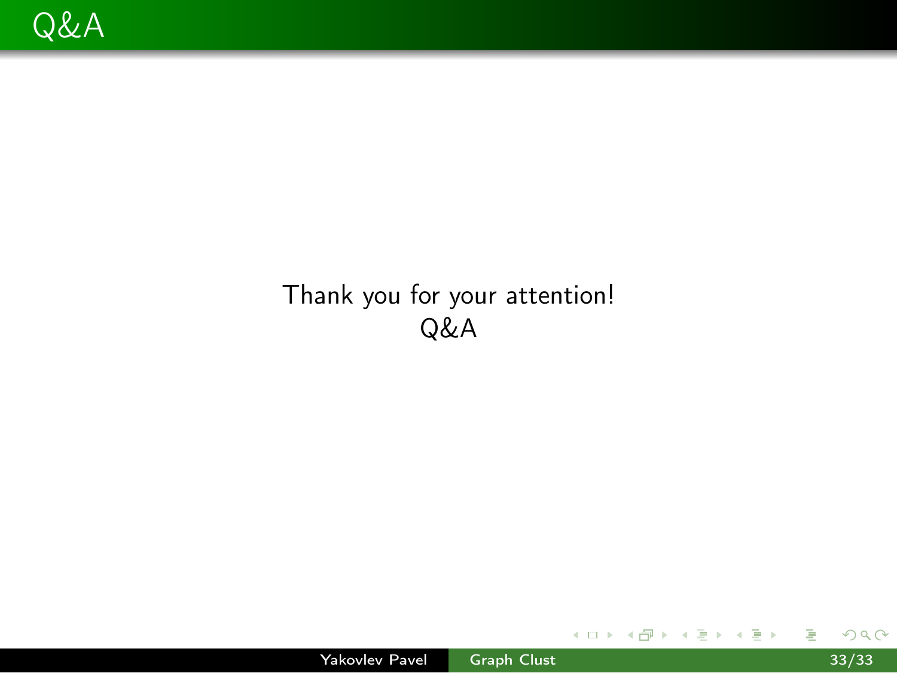# Q&A

Thank you for your attention!
Q&A